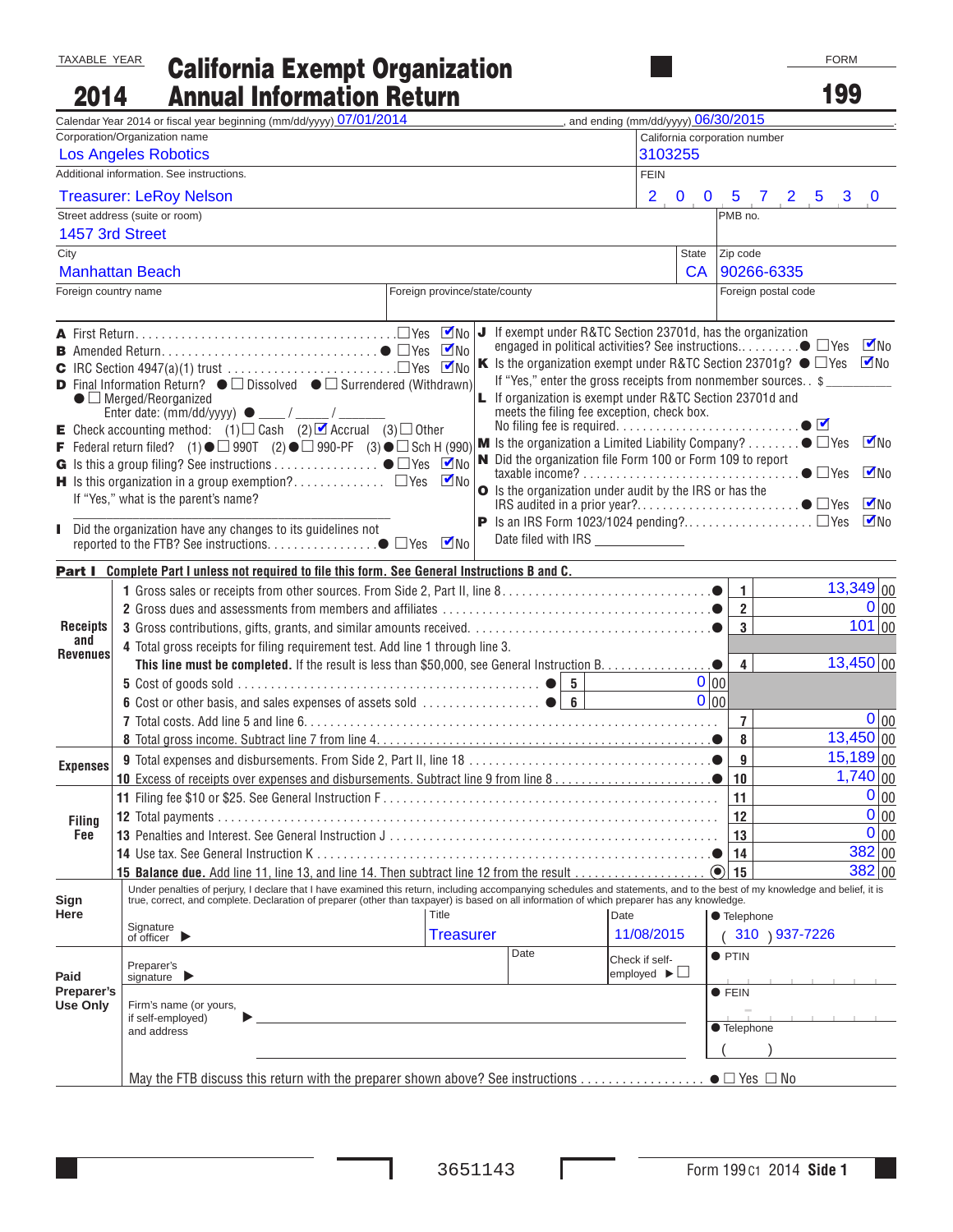TAXABLE YEAR **2014**

# California Exempt Organization Annual Information Return

FORM **199**

Calendar Year 2014 or fiscal year beginning (mm/dd/yyyy) 07/01/2014, and ending (mm/dd/yyyy) 06/30/2015

| | |
|---|---|
| Corporation/Organization name: Los Angeles Robotics | California corporation number: 3103255 |
| Additional information. See instructions. Treasurer: LeRoy Nelson | FEIN: 2 0 0 5 7 2 5 3 0 |
| Street address (suite or room): 1457 3rd Street | PMB no. |
| City: Manhattan Beach | State: CA — Zip code: 90266-6335 |
| Foreign country name | Foreign province/state/county — Foreign postal code |

**A** First Return ☐ Yes ☑ No

**B** Amended Return ☐ Yes ☑ No

**C** IRC Section 4947(a)(1) trust ☐ Yes ☑ No

**D** Final Information Return? ☐ Dissolved ☐ Surrendered (Withdrawn) ☐ Merged/Reorganized
Enter date: (mm/dd/yyyy) ___ / ___ / ___

**E** Check accounting method: (1) ☐ Cash (2) ☑ Accrual (3) ☐ Other

**F** Federal return filed? (1) ☐ 990T (2) ☐ 990-PF (3) ☐ Sch H (990)

**G** Is this a group filing? See instructions ☐ Yes ☑ No

**H** Is this organization in a group exemption? ☐ Yes ☑ No
If "Yes," what is the parent's name?

**I** Did the organization have any changes to its guidelines not reported to the FTB? See instructions ☐ Yes ☑ No

**J** If exempt under R&TC Section 23701d, has the organization engaged in political activities? See instructions ☐ Yes ☑ No

**K** Is the organization exempt under R&TC Section 23701g? ☐ Yes ☑ No
If "Yes," enter the gross receipts from nonmember sources $ ______

**L** If organization is exempt under R&TC Section 23701d and meets the filing fee exception, check box.
No filing fee is required ☑

**M** Is the organization a Limited Liability Company? ☐ Yes ☑ No

**N** Did the organization file Form 100 or Form 109 to report taxable income? ☐ Yes ☑ No

**O** Is the organization under audit by the IRS or has the IRS audited in a prior year? ☐ Yes ☑ No

**P** Is an IRS Form 1023/1024 pending? ☐ Yes ☑ No
Date filed with IRS ______

**Part I Complete Part I unless not required to file this form. See General Instructions B and C.**

| Section | Line | Description | Amount |
|---|---|---|---|
| Receipts and Revenues | 1 | Gross sales or receipts from other sources. From Side 2, Part II, line 8 | 13,349 00 |
| | 2 | Gross dues and assessments from members and affiliates | 0 00 |
| | 3 | Gross contributions, gifts, grants, and similar amounts received | 101 00 |
| | 4 | Total gross receipts for filing requirement test. Add line 1 through line 3. **This line must be completed.** If the result is less than $50,000, see General Instruction B | 13,450 00 |
| | 5 | Cost of goods sold | 0 00 |
| | 6 | Cost or other basis, and sales expenses of assets sold | 0 00 |
| | 7 | Total costs. Add line 5 and line 6 | 0 00 |
| | 8 | Total gross income. Subtract line 7 from line 4 | 13,450 00 |
| Expenses | 9 | Total expenses and disbursements. From Side 2, Part II, line 18 | 15,189 00 |
| | 10 | Excess of receipts over expenses and disbursements. Subtract line 9 from line 8 | 1,740 00 |
| Filing Fee | 11 | Filing fee $10 or $25. See General Instruction F | 0 00 |
| | 12 | Total payments | 0 00 |
| | 13 | Penalties and Interest. See General Instruction J | 0 00 |
| | 14 | Use tax. See General Instruction K | 382 00 |
| | 15 | **Balance due.** Add line 11, line 13, and line 14. Then subtract line 12 from the result | 382 00 |

**Sign Here**

Under penalties of perjury, I declare that I have examined this return, including accompanying schedules and statements, and to the best of my knowledge and belief, it is true, correct, and complete. Declaration of preparer (other than taxpayer) is based on all information of which preparer has any knowledge.

| Signature of officer | Title | Date | Telephone |
|---|---|---|---|
| | Treasurer | 11/08/2015 | (310) 937-7226 |

**Paid Preparer's Use Only**

| Preparer's signature | Date | Check if self-employed ☐ | PTIN |
|---|---|---|---|
| Firm's name (or yours, if self-employed) and address | | | FEIN |
| | | | Telephone ( ) |

May the FTB discuss this return with the preparer shown above? See instructions ☐ Yes ☐ No

3651143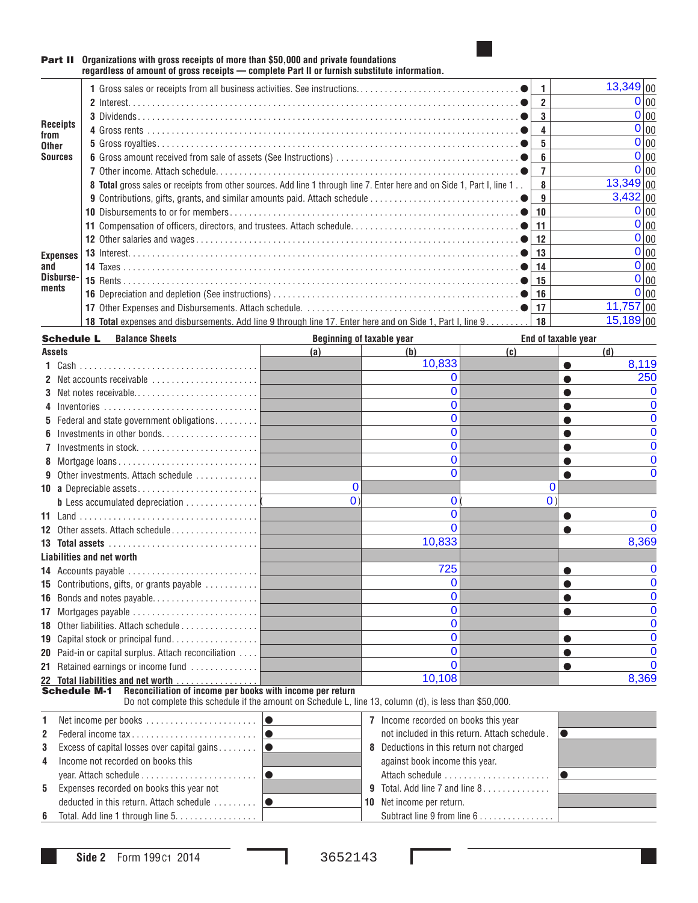**Part II** **Organizations with gross receipts of more than $50,000 and private foundations regardless of amount of gross receipts — complete Part II or furnish substitute information.**

| | | | |
|---|---|---|---|
| Receipts from Other Sources | 1 Gross sales or receipts from all business activities. See instructions | 1 | 13,349 00 |
| | 2 Interest | 2 | 0 00 |
| | 3 Dividends | 3 | 0 00 |
| | 4 Gross rents | 4 | 0 00 |
| | 5 Gross royalties | 5 | 0 00 |
| | 6 Gross amount received from sale of assets (See Instructions) | 6 | 0 00 |
| | 7 Other income. Attach schedule | 7 | 0 00 |
| | 8 **Total** gross sales or receipts from other sources. Add line 1 through line 7. Enter here and on Side 1, Part I, line 1 | 8 | 13,349 00 |
| Expenses and Disbursements | 9 Contributions, gifts, grants, and similar amounts paid. Attach schedule | 9 | 3,432 00 |
| | 10 Disbursements to or for members | 10 | 0 00 |
| | 11 Compensation of officers, directors, and trustees. Attach schedule | 11 | 0 00 |
| | 12 Other salaries and wages | 12 | 0 00 |
| | 13 Interest | 13 | 0 00 |
| | 14 Taxes | 14 | 0 00 |
| | 15 Rents | 15 | 0 00 |
| | 16 Depreciation and depletion (See instructions) | 16 | 0 00 |
| | 17 Other Expenses and Disbursements. Attach schedule | 17 | 11,757 00 |
| | 18 **Total** expenses and disbursements. Add line 9 through line 17. Enter here and on Side 1, Part I, line 9 | 18 | 15,189 00 |

**Schedule L** **Balance Sheets**

| Assets | Beginning of taxable year (a) | (b) | End of taxable year (c) | (d) |
|---|---|---|---|---|
| 1 Cash | | 10,833 | | 8,119 |
| 2 Net accounts receivable | | 0 | | 250 |
| 3 Net notes receivable | | 0 | | 0 |
| 4 Inventories | | 0 | | 0 |
| 5 Federal and state government obligations | | 0 | | 0 |
| 6 Investments in other bonds | | 0 | | 0 |
| 7 Investments in stock | | 0 | | 0 |
| 8 Mortgage loans | | 0 | | 0 |
| 9 Other investments. Attach schedule | | 0 | | 0 |
| 10 a Depreciable assets | 0 | | 0 | |
| b Less accumulated depreciation | ( 0 ) | 0 | ( 0 ) | |
| 11 Land | | 0 | | 0 |
| 12 Other assets. Attach schedule | | 0 | | 0 |
| 13 **Total assets** | | 10,833 | | 8,369 |
| **Liabilities and net worth** | | | | |
| 14 Accounts payable | | 725 | | 0 |
| 15 Contributions, gifts, or grants payable | | 0 | | 0 |
| 16 Bonds and notes payable | | 0 | | 0 |
| 17 Mortgages payable | | 0 | | 0 |
| 18 Other liabilities. Attach schedule | | 0 | | 0 |
| 19 Capital stock or principal fund | | 0 | | 0 |
| 20 Paid-in or capital surplus. Attach reconciliation | | 0 | | 0 |
| 21 Retained earnings or income fund | | 0 | | 0 |
| 22 **Total liabilities and net worth** | | 10,108 | | 8,369 |

**Schedule M-1** **Reconciliation of income per books with income per return**
Do not complete this schedule if the amount on Schedule L, line 13, column (d), is less than $50,000.

| | | | |
|---|---|---|---|
| 1 Net income per books | | 7 Income recorded on books this year not included in this return. Attach schedule | |
| 2 Federal income tax | | 8 Deductions in this return not charged against book income this year. Attach schedule | |
| 3 Excess of capital losses over capital gains | | 9 Total. Add line 7 and line 8 | |
| 4 Income not recorded on books this year. Attach schedule | | 10 Net income per return. Subtract line 9 from line 6 | |
| 5 Expenses recorded on books this year not deducted in this return. Attach schedule | | | |
| 6 Total. Add line 1 through line 5 | | | |

Side 2 Form 199C1 2014 3652143